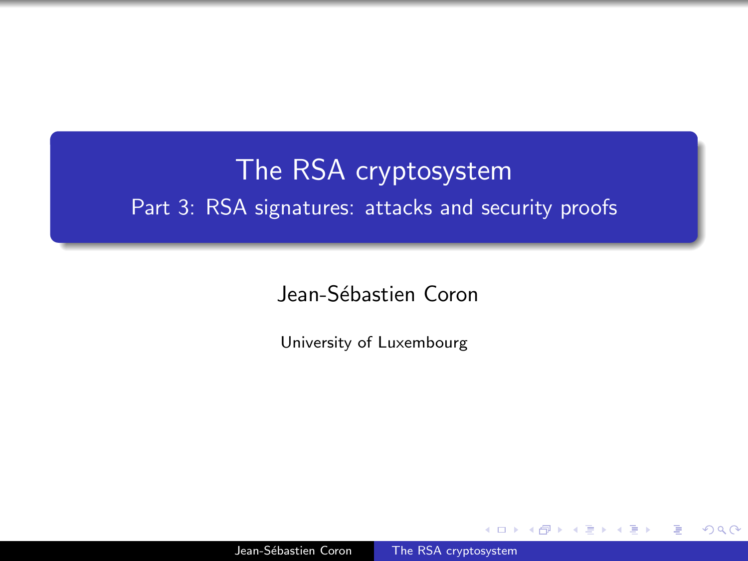# The RSA cryptosystem

## Part 3: RSA signatures: attacks and security proofs

Jean-Sébastien Coron

University of Luxembourg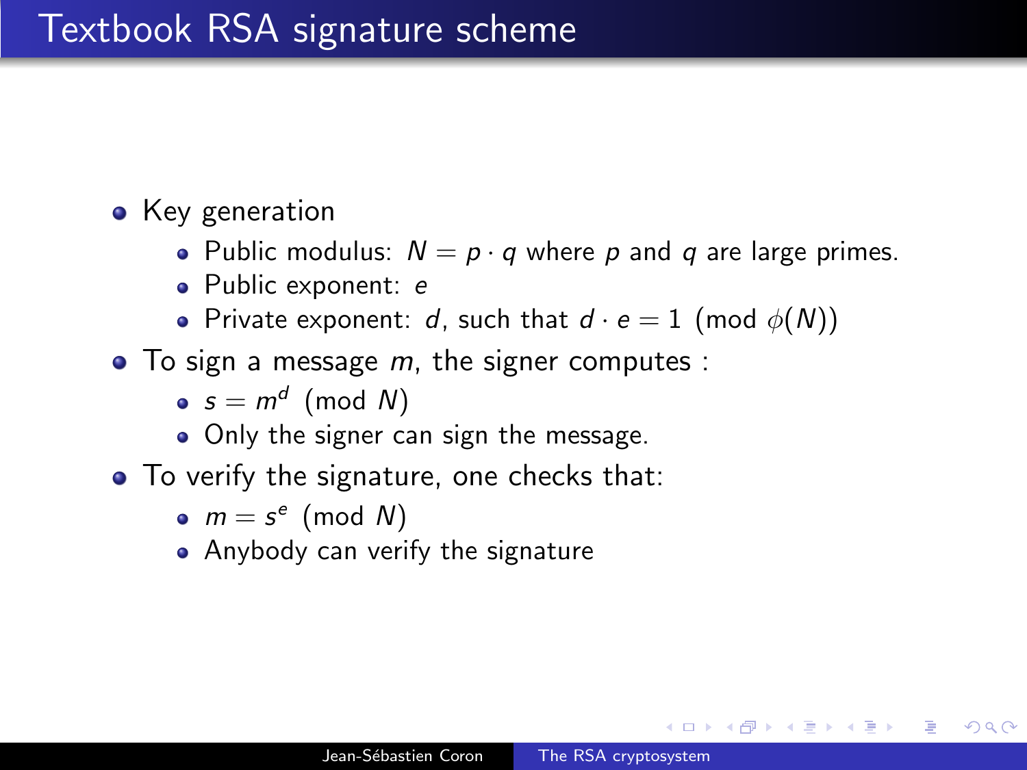# Textbook RSA signature scheme

- Key generation
  - Public modulus: $N = p \cdot q$ where $p$ and $q$ are large primes.
  - Public exponent: $e$
  - Private exponent: $d$, such that $d \cdot e = 1 \pmod{\phi(N)}$
- To sign a message $m$, the signer computes :
  - $s = m^d \pmod{N}$
  - Only the signer can sign the message.
- To verify the signature, one checks that:
  - $m = s^e \pmod{N}$
  - Anybody can verify the signature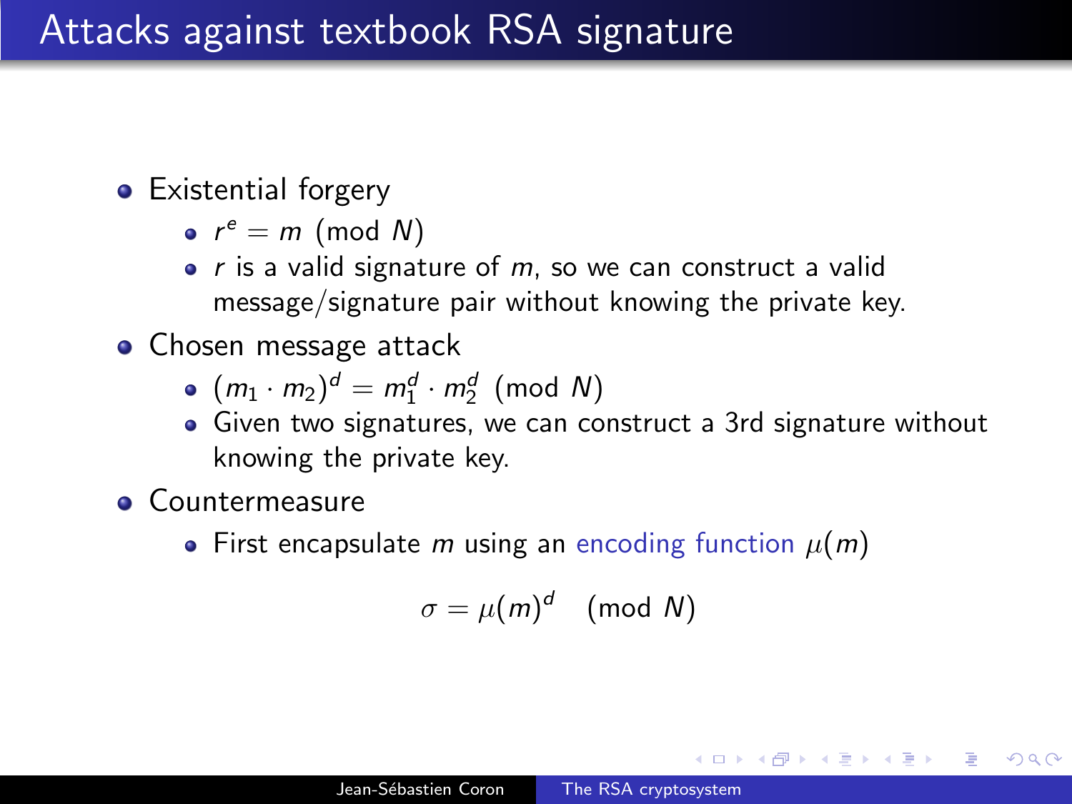# Attacks against textbook RSA signature

- Existential forgery
  - $r^e = m \pmod{N}$
  - $r$ is a valid signature of $m$, so we can construct a valid message/signature pair without knowing the private key.
- Chosen message attack
  - $(m_1 \cdot m_2)^d = m_1^d \cdot m_2^d \pmod{N}$
  - Given two signatures, we can construct a 3rd signature without knowing the private key.
- Countermeasure
  - First encapsulate $m$ using an encoding function $\mu(m)$

$$\sigma = \mu(m)^d \pmod{N}$$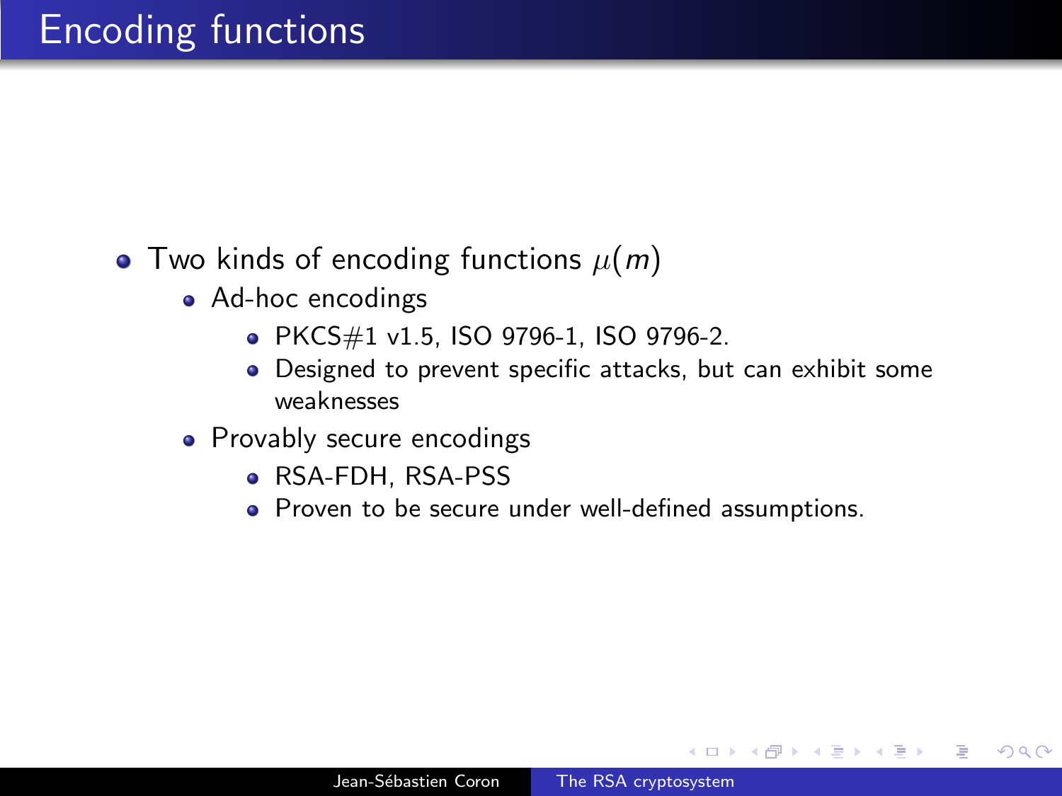# Encoding functions

- Two kinds of encoding functions $\mu(m)$
  - Ad-hoc encodings
    - PKCS#1 v1.5, ISO 9796-1, ISO 9796-2.
    - Designed to prevent specific attacks, but can exhibit some weaknesses
  - Provably secure encodings
    - RSA-FDH, RSA-PSS
    - Proven to be secure under well-defined assumptions.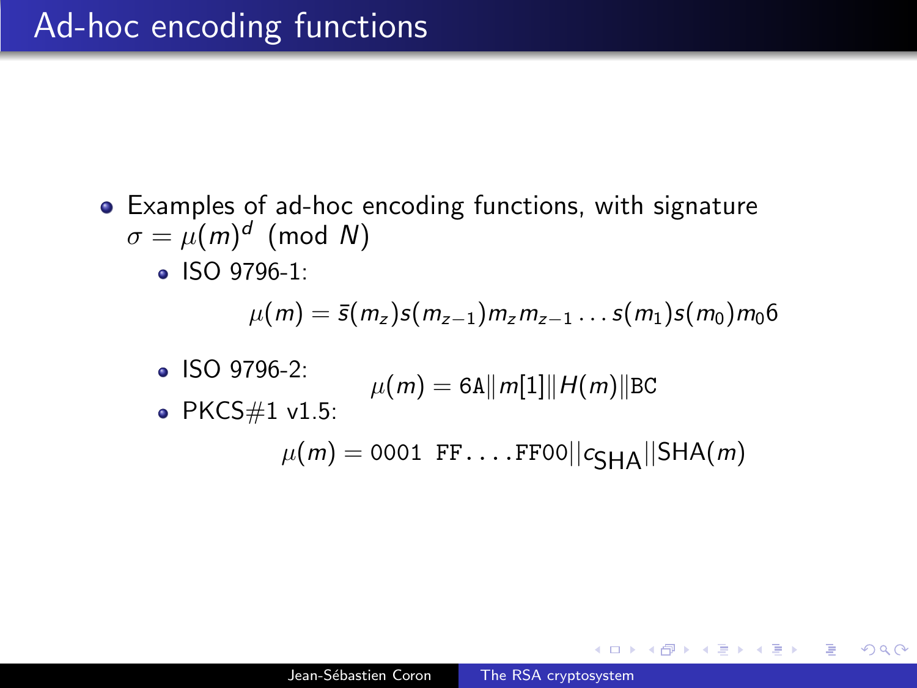# Ad-hoc encoding functions

- Examples of ad-hoc encoding functions, with signature $\sigma = \mu(m)^d \pmod N$
  - ISO 9796-1:

$$\mu(m) = \bar{s}(m_z)s(m_{z-1})m_z m_{z-1} \ldots s(m_1)s(m_0)m_0 6$$

  - ISO 9796-2:

$$\mu(m) = \mathtt{6A} \| m[1] \| H(m) \| \mathtt{BC}$$

  - PKCS#1 v1.5:

$$\mu(m) = \mathtt{0001\ FF\ldots.FF00} || c_{\text{SHA}} || \text{SHA}(m)$$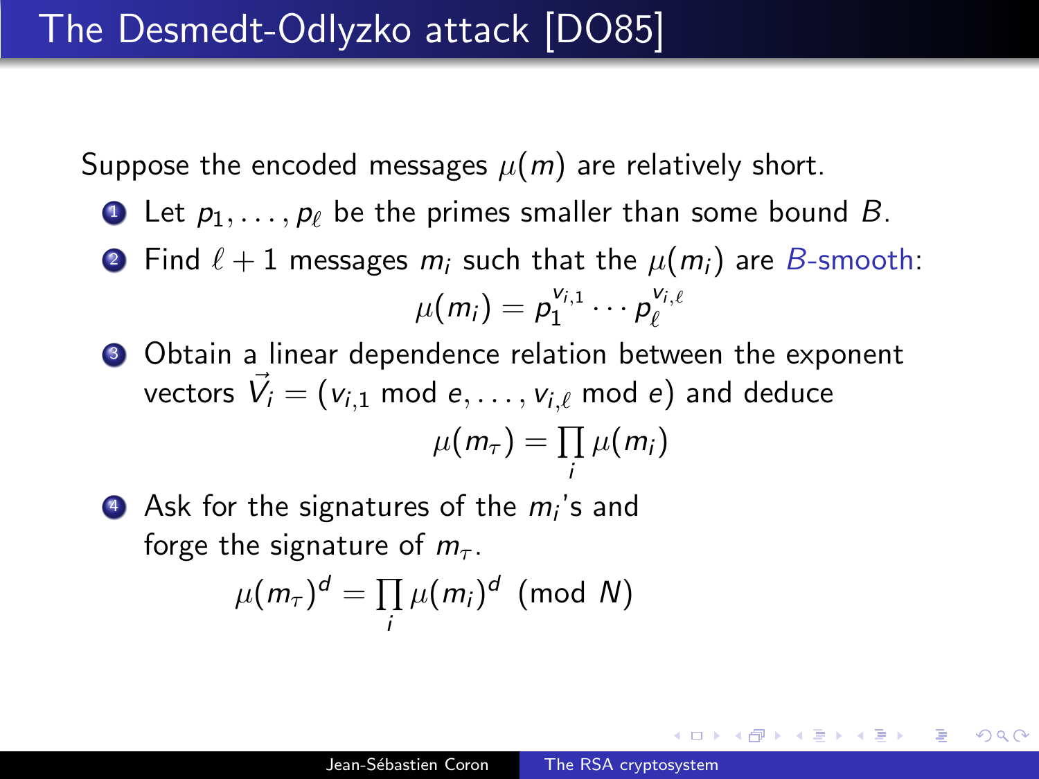# The Desmedt-Odlyzko attack [DO85]

Suppose the encoded messages $\mu(m)$ are relatively short.

1. Let $p_1, \ldots, p_\ell$ be the primes smaller than some bound $B$.
2. Find $\ell + 1$ messages $m_i$ such that the $\mu(m_i)$ are *B-smooth*:
$$\mu(m_i) = p_1^{v_{i,1}} \cdots p_\ell^{v_{i,\ell}}$$
3. Obtain a linear dependence relation between the exponent vectors $\vec{V}_i = (v_{i,1} \bmod e, \ldots, v_{i,\ell} \bmod e)$ and deduce
$$\mu(m_\tau) = \prod_i \mu(m_i)$$
4. Ask for the signatures of the $m_i$'s and forge the signature of $m_\tau$.
$$\mu(m_\tau)^d = \prod_i \mu(m_i)^d \pmod{N}$$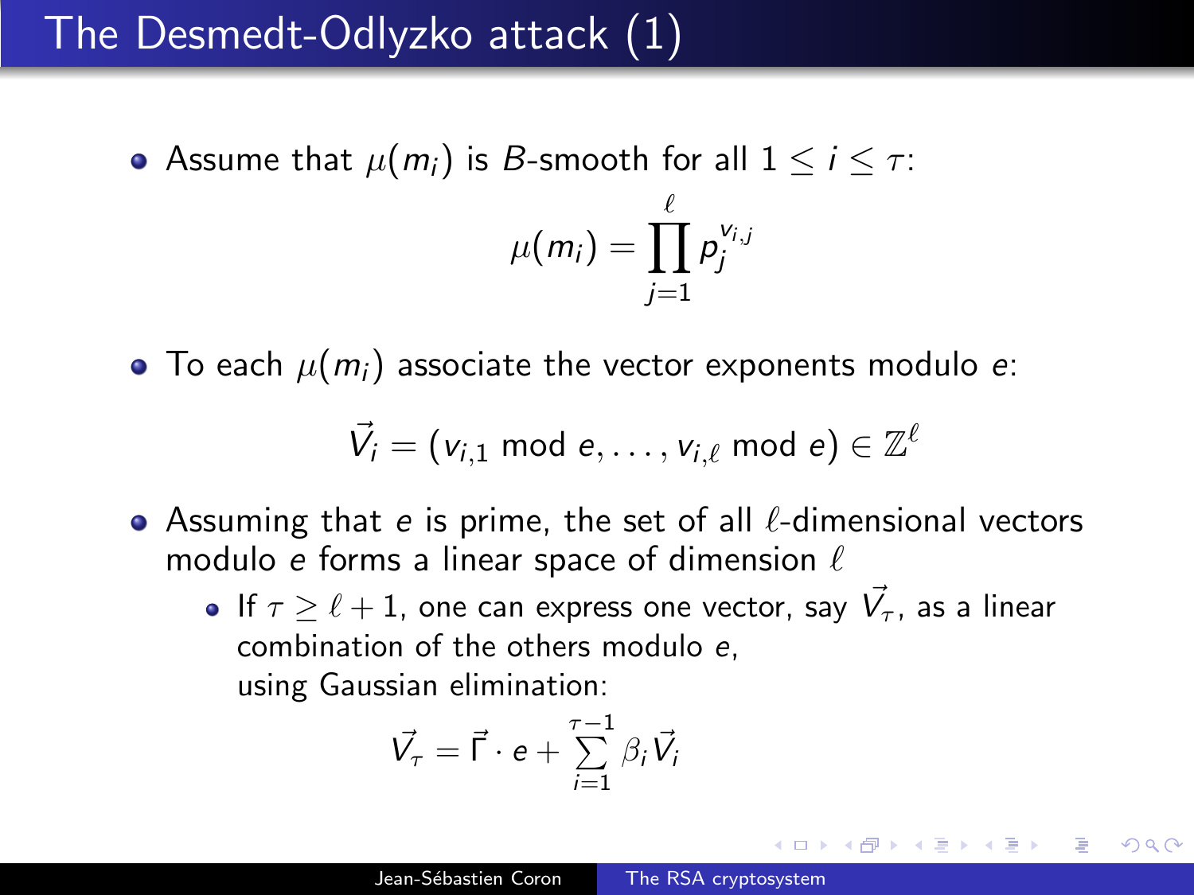# The Desmedt-Odlyzko attack (1)

- Assume that $\mu(m_i)$ is $B$-smooth for all $1 \leq i \leq \tau$:

$$\mu(m_i) = \prod_{j=1}^{\ell} p_j^{v_{i,j}}$$

- To each $\mu(m_i)$ associate the vector exponents modulo $e$:

$$\vec{V}_i = (v_{i,1} \bmod e, \ldots, v_{i,\ell} \bmod e) \in \mathbb{Z}^{\ell}$$

- Assuming that $e$ is prime, the set of all $\ell$-dimensional vectors modulo $e$ forms a linear space of dimension $\ell$
  - If $\tau \geq \ell + 1$, one can express one vector, say $\vec{V}_\tau$, as a linear combination of the others modulo $e$, using Gaussian elimination:

$$\vec{V}_\tau = \vec{\Gamma} \cdot e + \sum_{i=1}^{\tau-1} \beta_i \vec{V}_i$$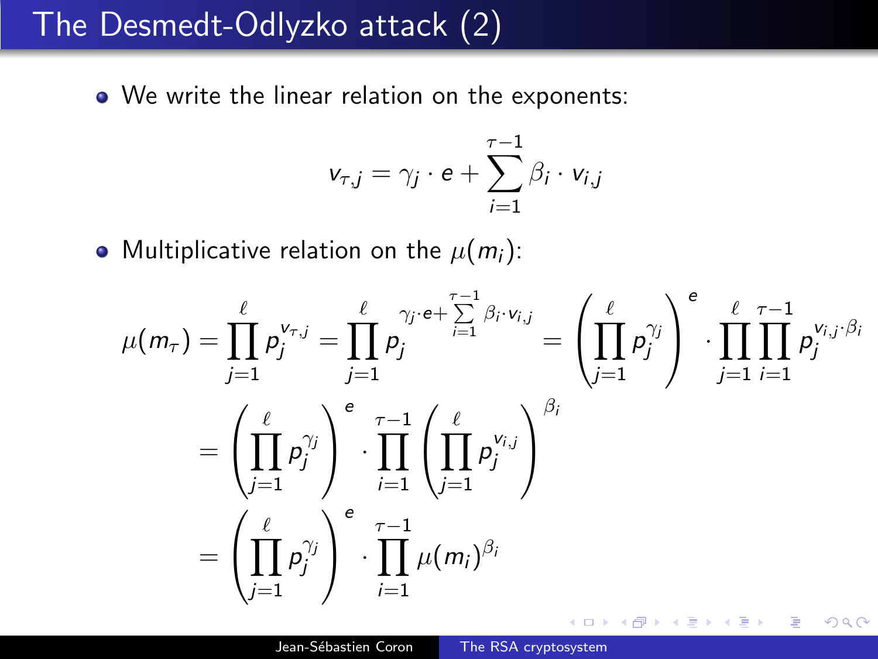# The Desmedt-Odlyzko attack (2)

- We write the linear relation on the exponents:

$$v_{\tau,j} = \gamma_j \cdot e + \sum_{i=1}^{\tau-1} \beta_i \cdot v_{i,j}$$

- Multiplicative relation on the $\mu(m_i)$:

$$\begin{aligned}
\mu(m_\tau) = \prod_{j=1}^{\ell} p_j^{v_{\tau,j}} = \prod_{j=1}^{\ell} p_j^{\gamma_j \cdot e + \sum\limits_{i=1}^{\tau-1} \beta_i \cdot v_{i,j}} &= \left( \prod_{j=1}^{\ell} p_j^{\gamma_j} \right)^e \cdot \prod_{j=1}^{\ell} \prod_{i=1}^{\tau-1} p_j^{v_{i,j} \cdot \beta_i} \\
&= \left( \prod_{j=1}^{\ell} p_j^{\gamma_j} \right)^e \cdot \prod_{i=1}^{\tau-1} \left( \prod_{j=1}^{\ell} p_j^{v_{i,j}} \right)^{\beta_i} \\
&= \left( \prod_{j=1}^{\ell} p_j^{\gamma_j} \right)^e \cdot \prod_{i=1}^{\tau-1} \mu(m_i)^{\beta_i}
\end{aligned}$$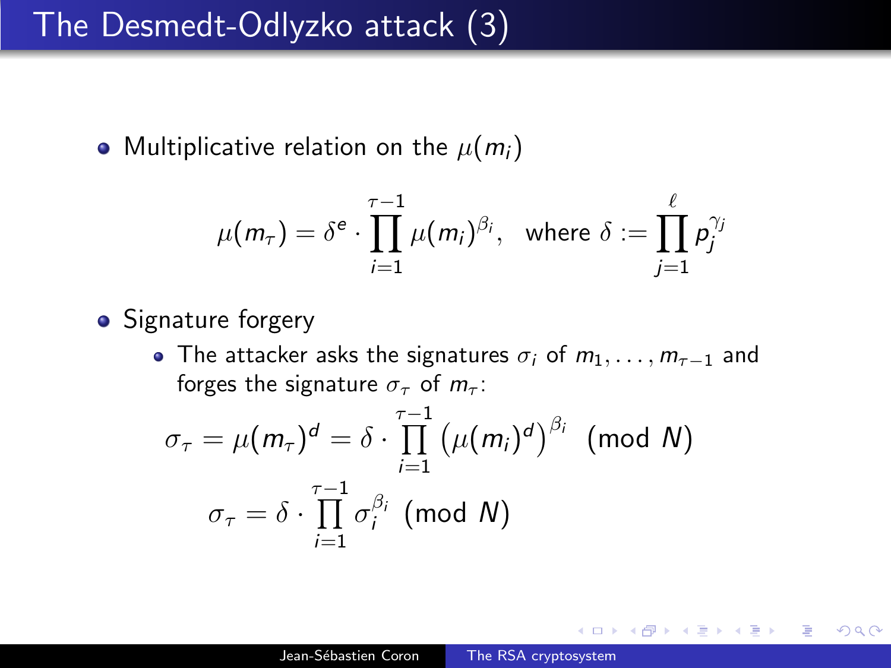# The Desmedt-Odlyzko attack (3)

- Multiplicative relation on the $\mu(m_i)$

$$\mu(m_\tau) = \delta^e \cdot \prod_{i=1}^{\tau-1} \mu(m_i)^{\beta_i}, \quad \text{where } \delta := \prod_{j=1}^{\ell} p_j^{\gamma_j}$$

- Signature forgery
  - The attacker asks the signatures $\sigma_i$ of $m_1, \ldots, m_{\tau-1}$ and forges the signature $\sigma_\tau$ of $m_\tau$:

$$\sigma_\tau = \mu(m_\tau)^d = \delta \cdot \prod_{i=1}^{\tau-1} \left(\mu(m_i)^d\right)^{\beta_i} \pmod{N}$$

$$\sigma_\tau = \delta \cdot \prod_{i=1}^{\tau-1} \sigma_i^{\beta_i} \pmod{N}$$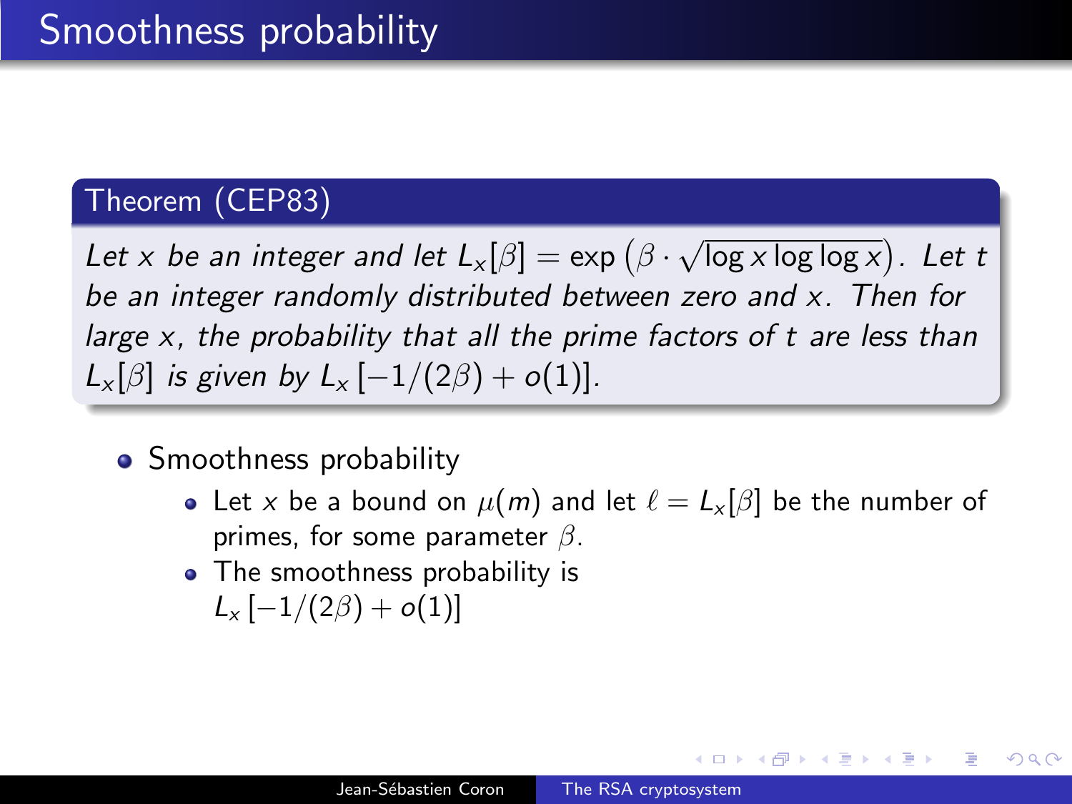# Smoothness probability

**Theorem (CEP83)**

*Let $x$ be an integer and let $L_x[\beta] = \exp\left(\beta \cdot \sqrt{\log x \log\log x}\right)$. Let $t$ be an integer randomly distributed between zero and $x$. Then for large $x$, the probability that all the prime factors of $t$ are less than $L_x[\beta]$ is given by $L_x\left[-1/(2\beta) + o(1)\right]$.*

- Smoothness probability
  - Let $x$ be a bound on $\mu(m)$ and let $\ell = L_x[\beta]$ be the number of primes, for some parameter $\beta$.
  - The smoothness probability is $L_x\left[-1/(2\beta) + o(1)\right]$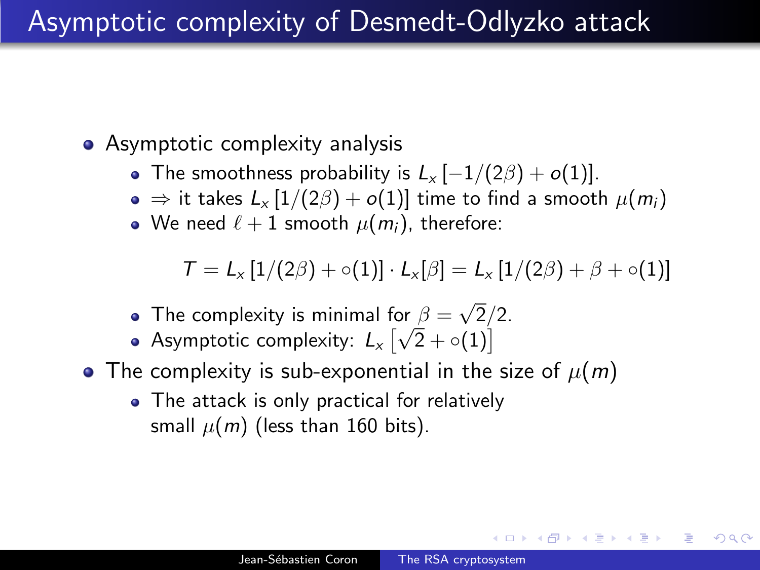# Asymptotic complexity of Desmedt-Odlyzko attack

- Asymptotic complexity analysis
  - The smoothness probability is $L_x\left[-1/(2\beta)+o(1)\right]$.
  - $\Rightarrow$ it takes $L_x\left[1/(2\beta)+o(1)\right]$ time to find a smooth $\mu(m_i)$
  - We need $\ell+1$ smooth $\mu(m_i)$, therefore:

$$T = L_x\left[1/(2\beta)+\circ(1)\right]\cdot L_x[\beta] = L_x\left[1/(2\beta)+\beta+\circ(1)\right]$$

  - The complexity is minimal for $\beta=\sqrt{2}/2$.
  - Asymptotic complexity: $L_x\left[\sqrt{2}+\circ(1)\right]$
- The complexity is sub-exponential in the size of $\mu(m)$
  - The attack is only practical for relatively small $\mu(m)$ (less than 160 bits).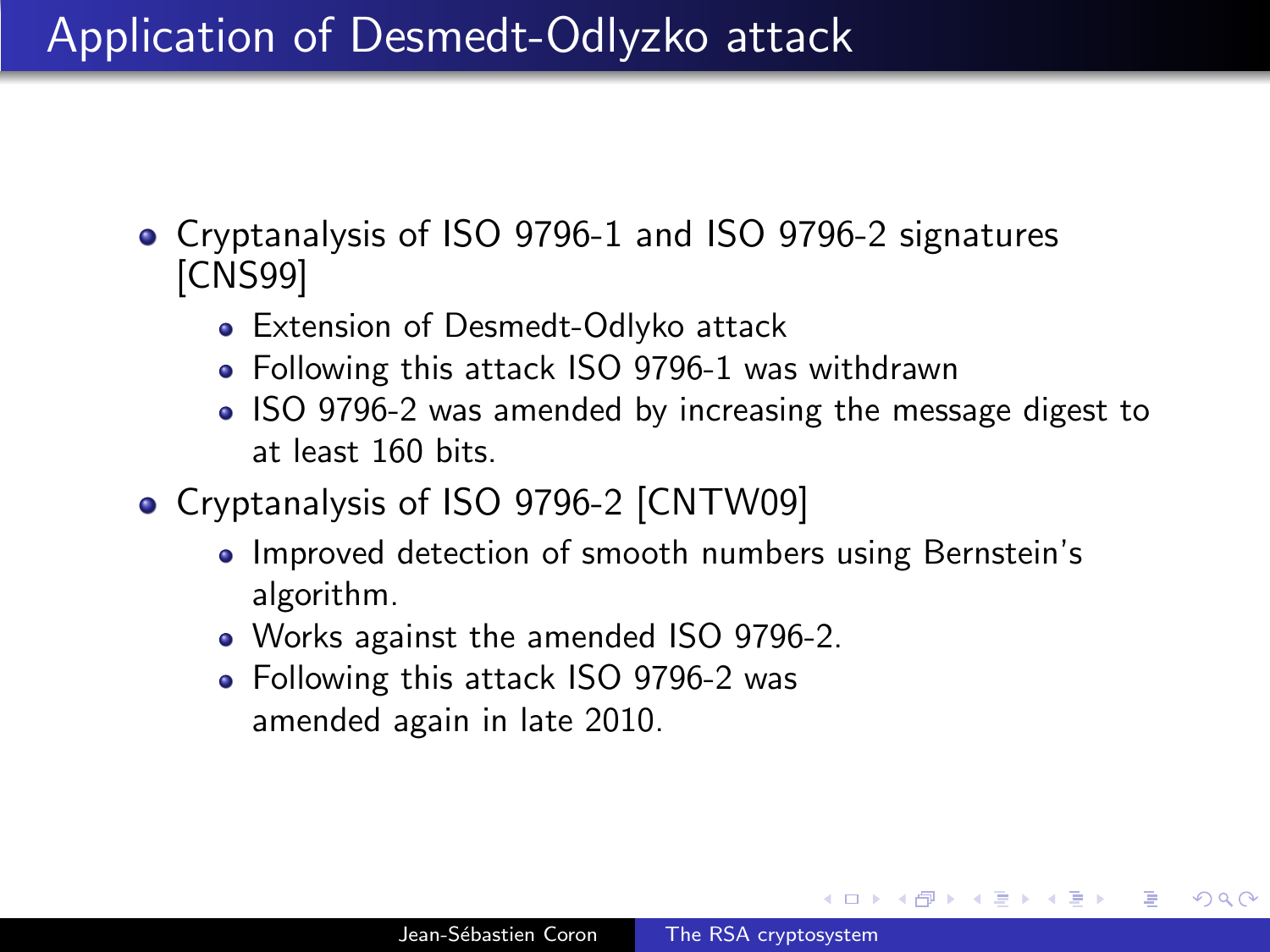# Application of Desmedt-Odlyzko attack

- Cryptanalysis of ISO 9796-1 and ISO 9796-2 signatures [CNS99]
  - Extension of Desmedt-Odlyko attack
  - Following this attack ISO 9796-1 was withdrawn
  - ISO 9796-2 was amended by increasing the message digest to at least 160 bits.
- Cryptanalysis of ISO 9796-2 [CNTW09]
  - Improved detection of smooth numbers using Bernstein's algorithm.
  - Works against the amended ISO 9796-2.
  - Following this attack ISO 9796-2 was amended again in late 2010.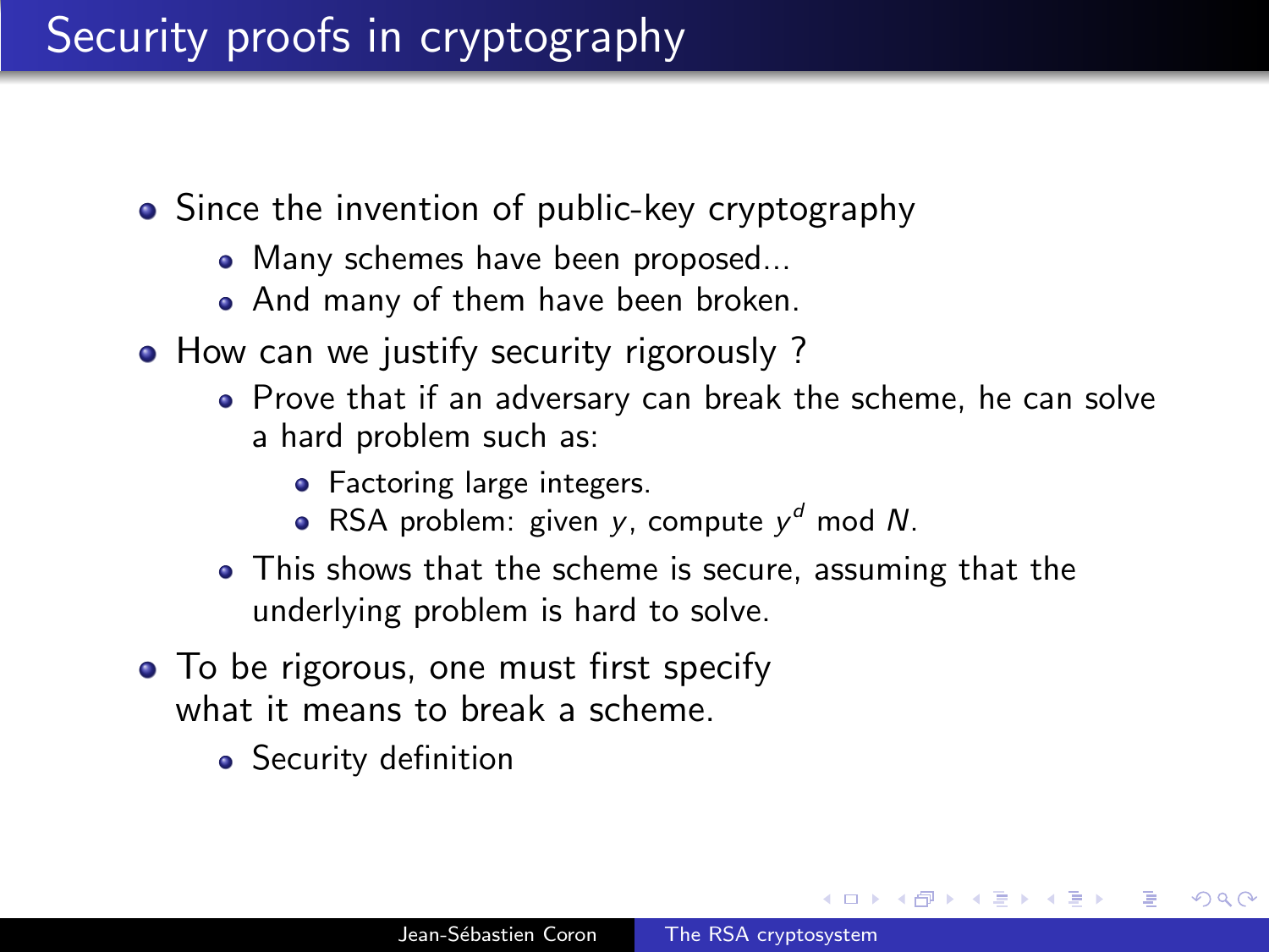# Security proofs in cryptography

- Since the invention of public-key cryptography
  - Many schemes have been proposed...
  - And many of them have been broken.
- How can we justify security rigorously ?
  - Prove that if an adversary can break the scheme, he can solve a hard problem such as:
    - Factoring large integers.
    - RSA problem: given $y$, compute $y^d \bmod N$.
  - This shows that the scheme is secure, assuming that the underlying problem is hard to solve.
- To be rigorous, one must first specify what it means to break a scheme.
  - Security definition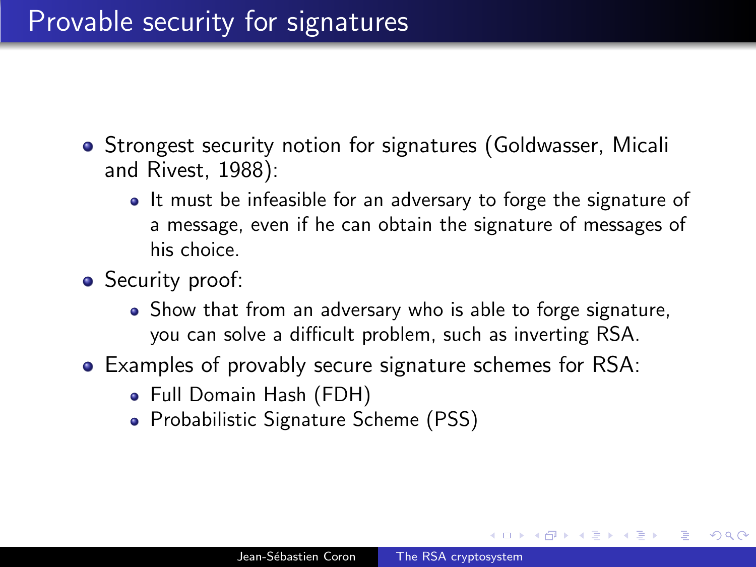# Provable security for signatures

- Strongest security notion for signatures (Goldwasser, Micali and Rivest, 1988):
  - It must be infeasible for an adversary to forge the signature of a message, even if he can obtain the signature of messages of his choice.
- Security proof:
  - Show that from an adversary who is able to forge signature, you can solve a difficult problem, such as inverting RSA.
- Examples of provably secure signature schemes for RSA:
  - Full Domain Hash (FDH)
  - Probabilistic Signature Scheme (PSS)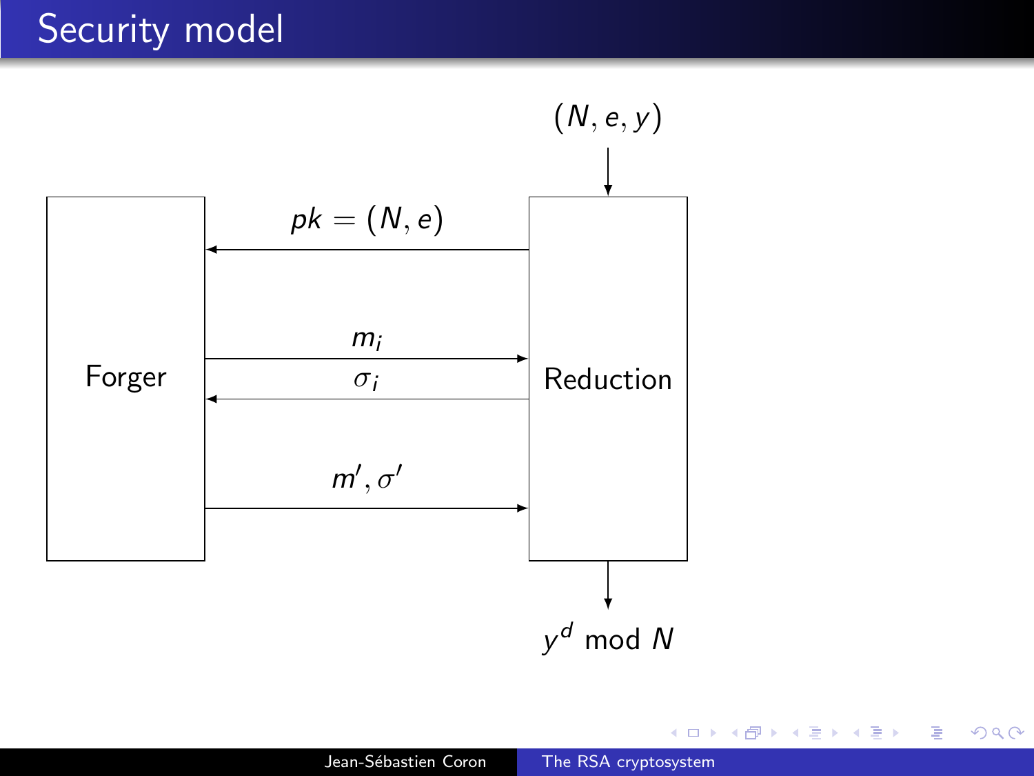# Security model

$(N, e, y)$

Forger

Reduction

$pk = (N, e)$

$m_i$

$\sigma_i$

$m', \sigma'$

$y^d \bmod N$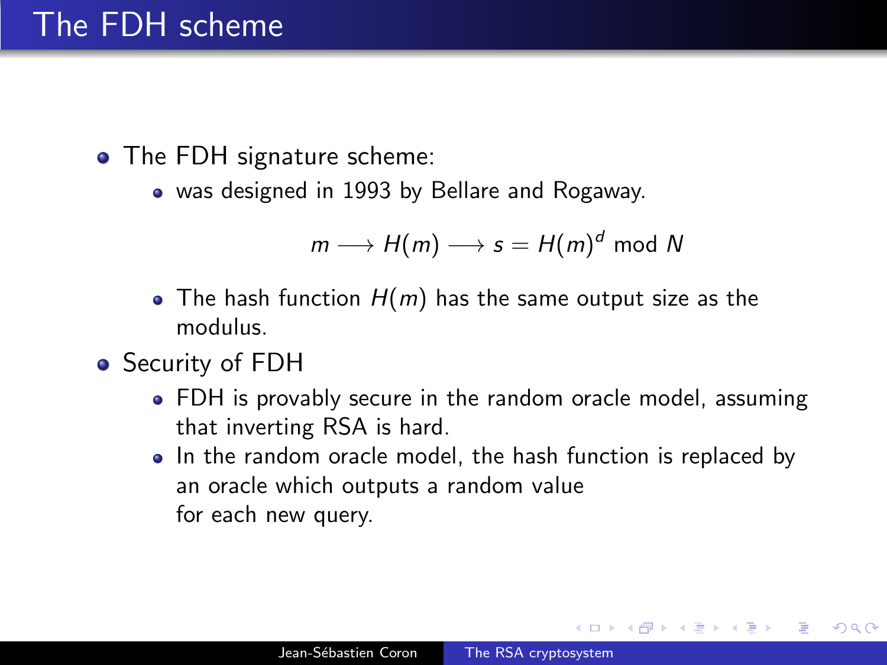# The FDH scheme

- The FDH signature scheme:
  - was designed in 1993 by Bellare and Rogaway.

$$m \longrightarrow H(m) \longrightarrow s = H(m)^d \bmod N$$

  - The hash function $H(m)$ has the same output size as the modulus.
- Security of FDH
  - FDH is provably secure in the random oracle model, assuming that inverting RSA is hard.
  - In the random oracle model, the hash function is replaced by an oracle which outputs a random value for each new query.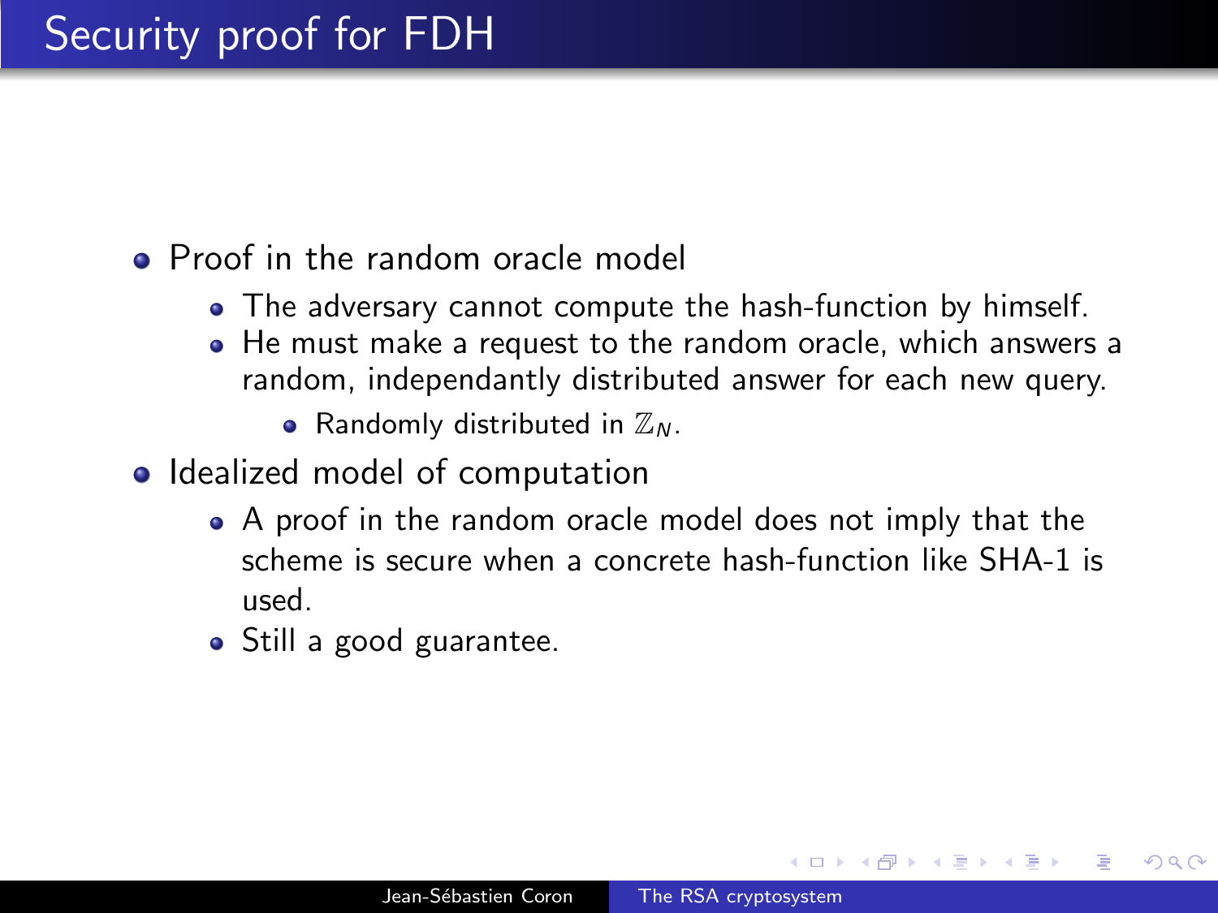# Security proof for FDH

- Proof in the random oracle model
  - The adversary cannot compute the hash-function by himself.
  - He must make a request to the random oracle, which answers a random, independantly distributed answer for each new query.
    - Randomly distributed in $\mathbb{Z}_N$.
- Idealized model of computation
  - A proof in the random oracle model does not imply that the scheme is secure when a concrete hash-function like SHA-1 is used.
  - Still a good guarantee.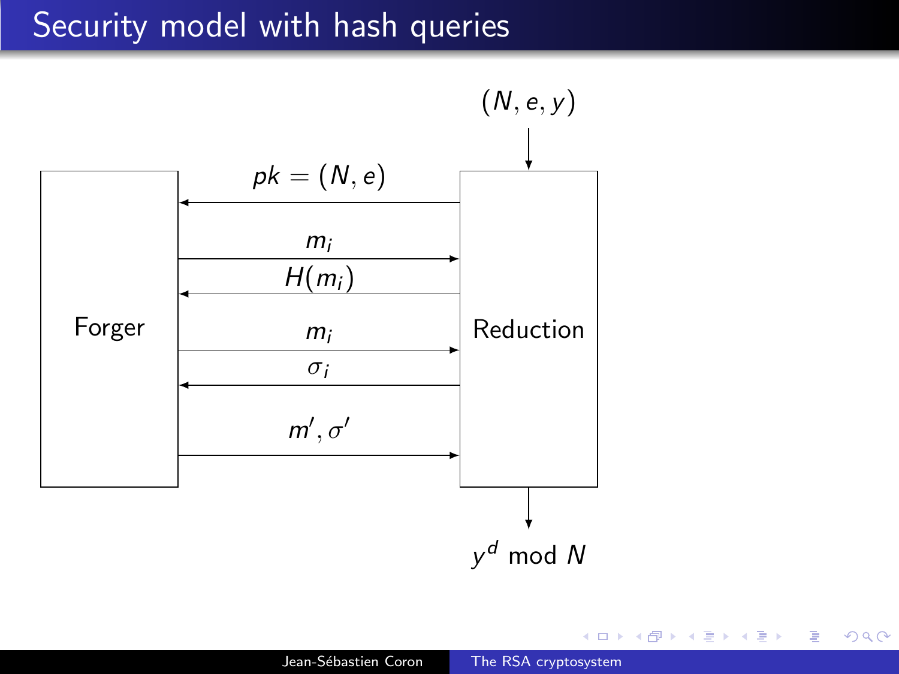# Security model with hash queries

$(N, e, y)$

Forger

Reduction

$pk = (N, e)$

$m_i$

$H(m_i)$

$m_i$

$\sigma_i$

$m', \sigma'$

$y^d \bmod N$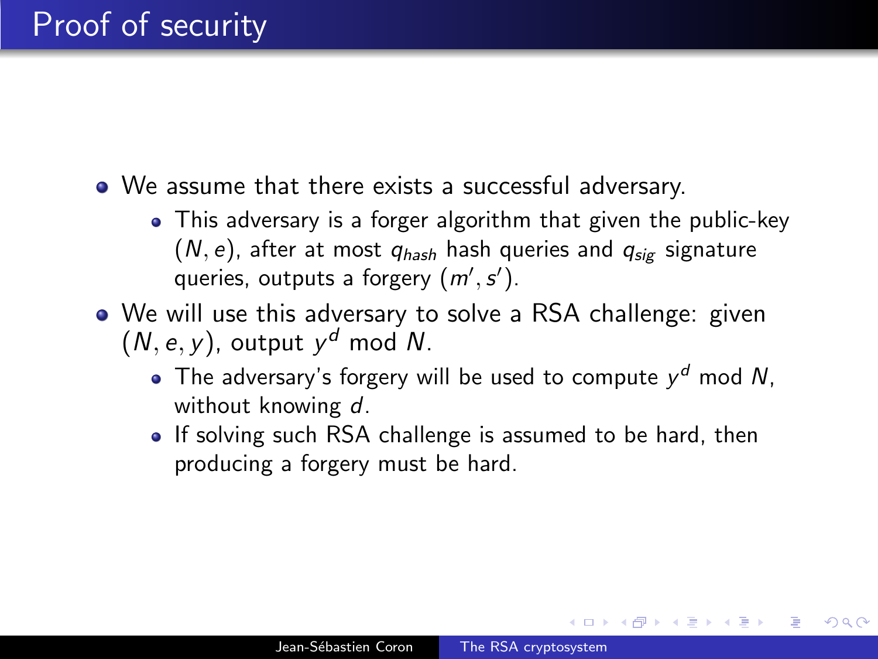# Proof of security

- We assume that there exists a successful adversary.
  - This adversary is a forger algorithm that given the public-key $(N, e)$, after at most $q_{hash}$ hash queries and $q_{sig}$ signature queries, outputs a forgery $(m', s')$.
- We will use this adversary to solve a RSA challenge: given $(N, e, y)$, output $y^d \bmod N$.
  - The adversary's forgery will be used to compute $y^d \bmod N$, without knowing $d$.
  - If solving such RSA challenge is assumed to be hard, then producing a forgery must be hard.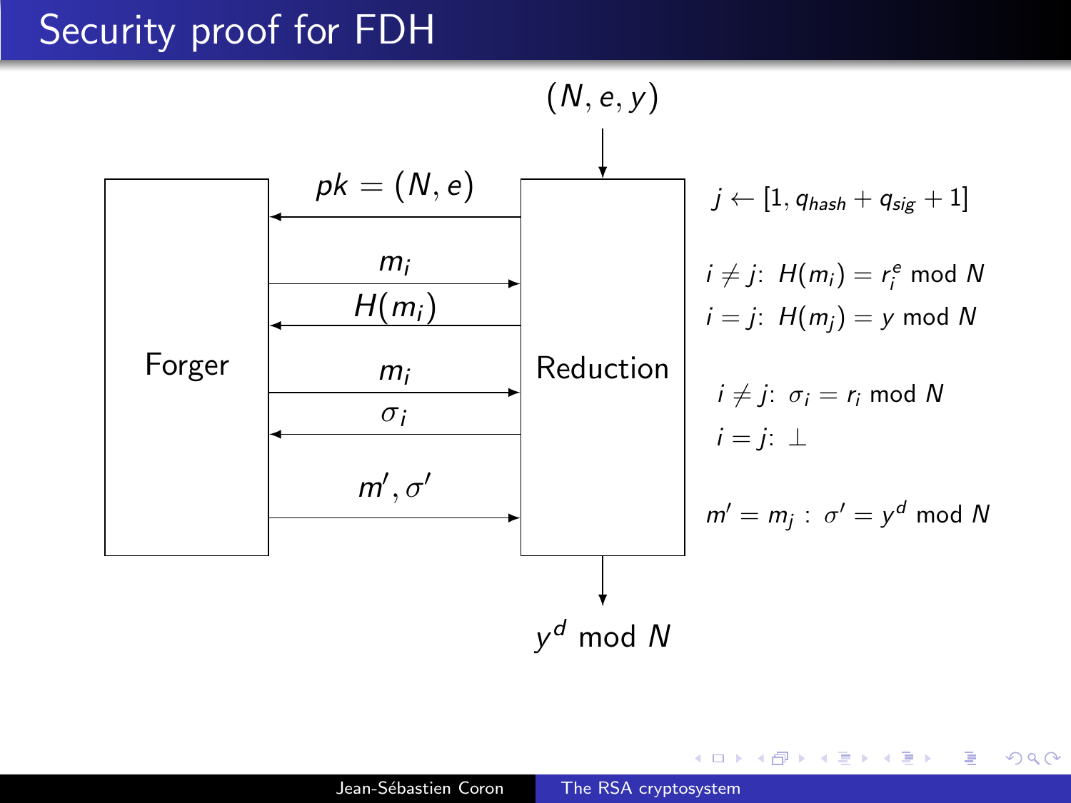# Security proof for FDH

$(N, e, y)$

| Forger | | Reduction | |
|---|---|---|---|
| | ← $pk = (N, e)$ | | $j \leftarrow [1, q_{hash} + q_{sig} + 1]$ |
| | $m_i$ → | | $i \neq j$: $H(m_i) = r_i^e \bmod N$ |
| | ← $H(m_i)$ | | $i = j$: $H(m_j) = y \bmod N$ |
| | $m_i$ → | | $i \neq j$: $\sigma_i = r_i \bmod N$ |
| | ← $\sigma_i$ | | $i = j$: $\perp$ |
| | $m', \sigma'$ → | | $m' = m_j$ : $\sigma' = y^d \bmod N$ |

$y^d \bmod N$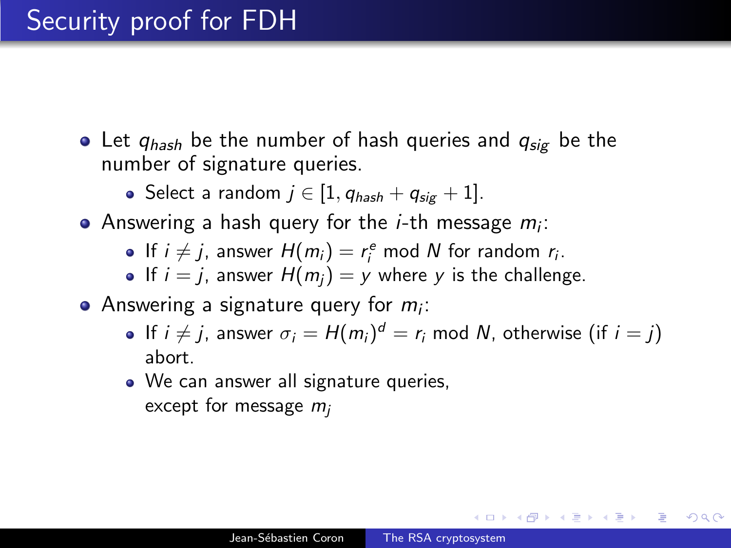# Security proof for FDH

- Let $q_{hash}$ be the number of hash queries and $q_{sig}$ be the number of signature queries.
  - Select a random $j \in [1, q_{hash} + q_{sig} + 1]$.
- Answering a hash query for the $i$-th message $m_i$:
  - If $i \neq j$, answer $H(m_i) = r_i^e \bmod N$ for random $r_i$.
  - If $i = j$, answer $H(m_j) = y$ where $y$ is the challenge.
- Answering a signature query for $m_i$:
  - If $i \neq j$, answer $\sigma_i = H(m_i)^d = r_i \bmod N$, otherwise (if $i = j$) abort.
  - We can answer all signature queries, except for message $m_j$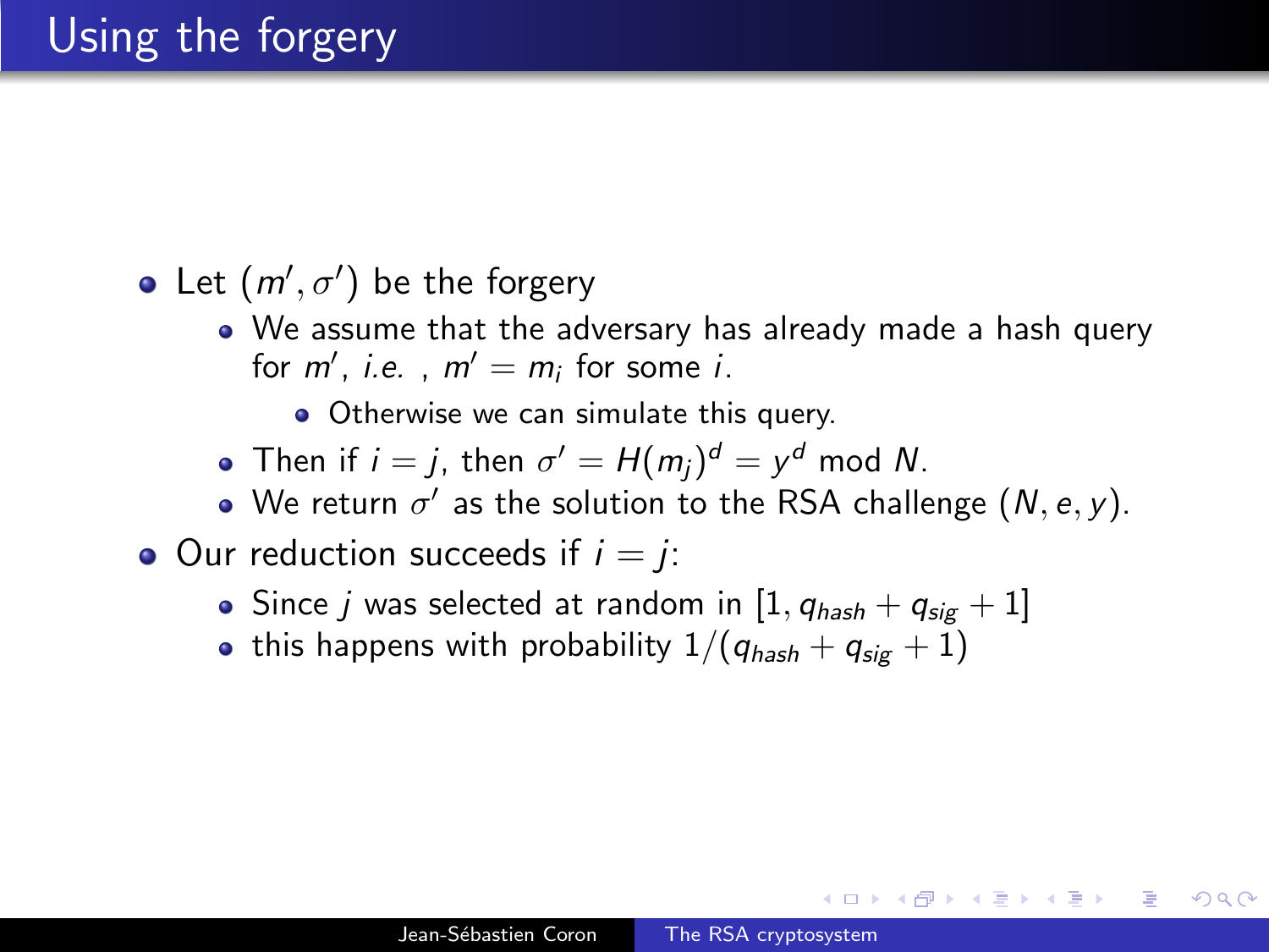# Using the forgery

- Let $(m', \sigma')$ be the forgery
  - We assume that the adversary has already made a hash query for $m'$, *i.e.* , $m' = m_i$ for some $i$.
    - Otherwise we can simulate this query.
  - Then if $i = j$, then $\sigma' = H(m_j)^d = y^d \bmod N$.
  - We return $\sigma'$ as the solution to the RSA challenge $(N, e, y)$.
- Our reduction succeeds if $i = j$:
  - Since $j$ was selected at random in $[1, q_{hash} + q_{sig} + 1]$
  - this happens with probability $1/(q_{hash} + q_{sig} + 1)$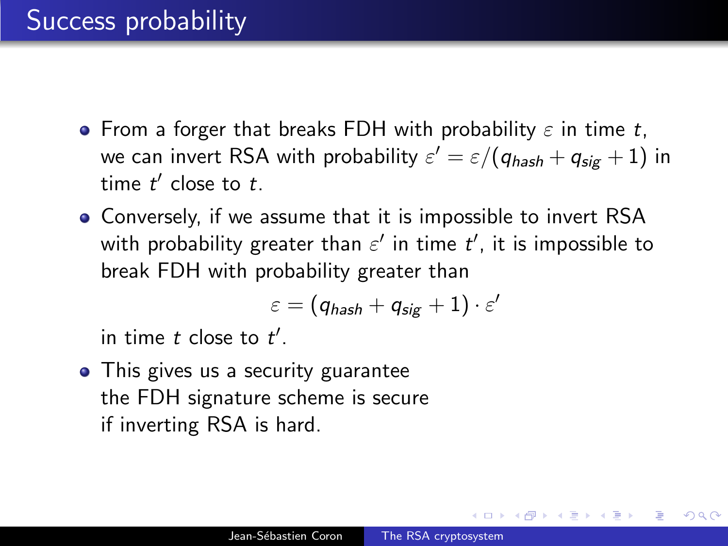# Success probability

- From a forger that breaks FDH with probability $\varepsilon$ in time $t$, we can invert RSA with probability $\varepsilon' = \varepsilon/(q_{hash} + q_{sig} + 1)$ in time $t'$ close to $t$.
- Conversely, if we assume that it is impossible to invert RSA with probability greater than $\varepsilon'$ in time $t'$, it is impossible to break FDH with probability greater than

$$\varepsilon = (q_{hash} + q_{sig} + 1) \cdot \varepsilon'$$

  in time $t$ close to $t'$.
- This gives us a security guarantee the FDH signature scheme is secure if inverting RSA is hard.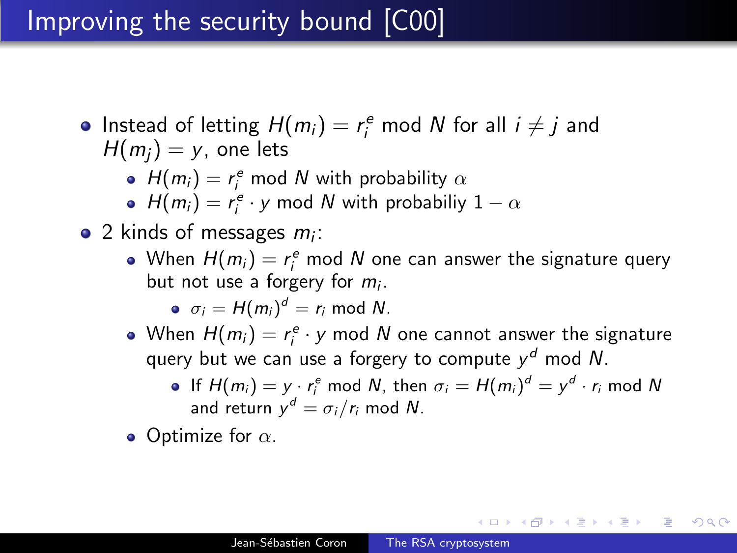# Improving the security bound [C00]

- Instead of letting $H(m_i) = r_i^e \bmod N$ for all $i \neq j$ and $H(m_j) = y$, one lets
  - $H(m_i) = r_i^e \bmod N$ with probability $\alpha$
  - $H(m_i) = r_i^e \cdot y \bmod N$ with probabiliy $1 - \alpha$
- 2 kinds of messages $m_i$:
  - When $H(m_i) = r_i^e \bmod N$ one can answer the signature query but not use a forgery for $m_i$.
    - $\sigma_i = H(m_i)^d = r_i \bmod N$.
  - When $H(m_i) = r_i^e \cdot y \bmod N$ one cannot answer the signature query but we can use a forgery to compute $y^d \bmod N$.
    - If $H(m_i) = y \cdot r_i^e \bmod N$, then $\sigma_i = H(m_i)^d = y^d \cdot r_i \bmod N$ and return $y^d = \sigma_i / r_i \bmod N$.
  - Optimize for $\alpha$.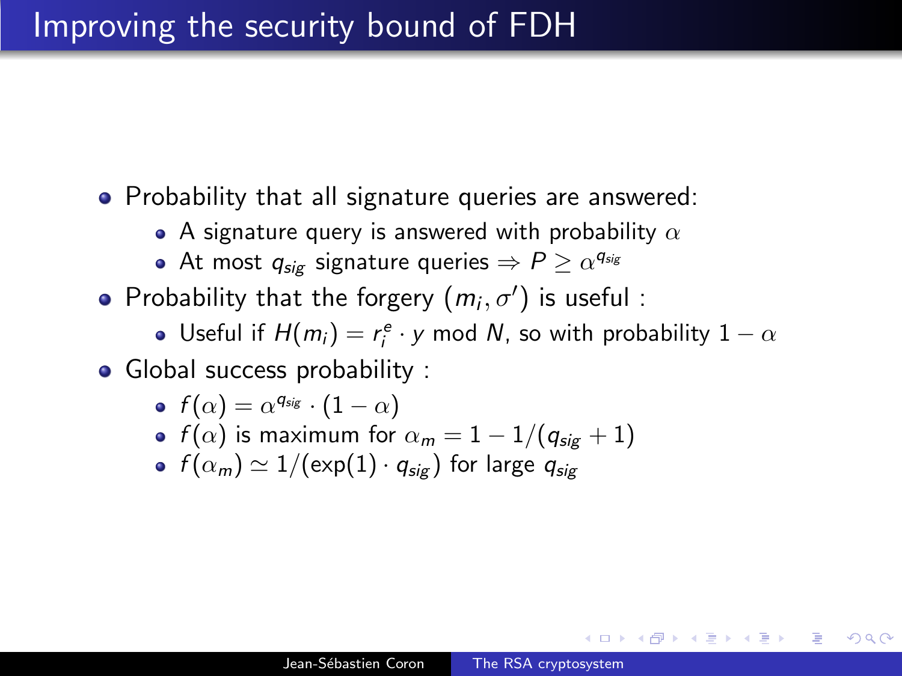# Improving the security bound of FDH

- Probability that all signature queries are answered:
  - A signature query is answered with probability $\alpha$
  - At most $q_{sig}$ signature queries $\Rightarrow P \geq \alpha^{q_{sig}}$
- Probability that the forgery $(m_i, \sigma')$ is useful :
  - Useful if $H(m_i) = r_i^e \cdot y \bmod N$, so with probability $1 - \alpha$
- Global success probability :
  - $f(\alpha) = \alpha^{q_{sig}} \cdot (1 - \alpha)$
  - $f(\alpha)$ is maximum for $\alpha_m = 1 - 1/(q_{sig} + 1)$
  - $f(\alpha_m) \simeq 1/(\exp(1) \cdot q_{sig})$ for large $q_{sig}$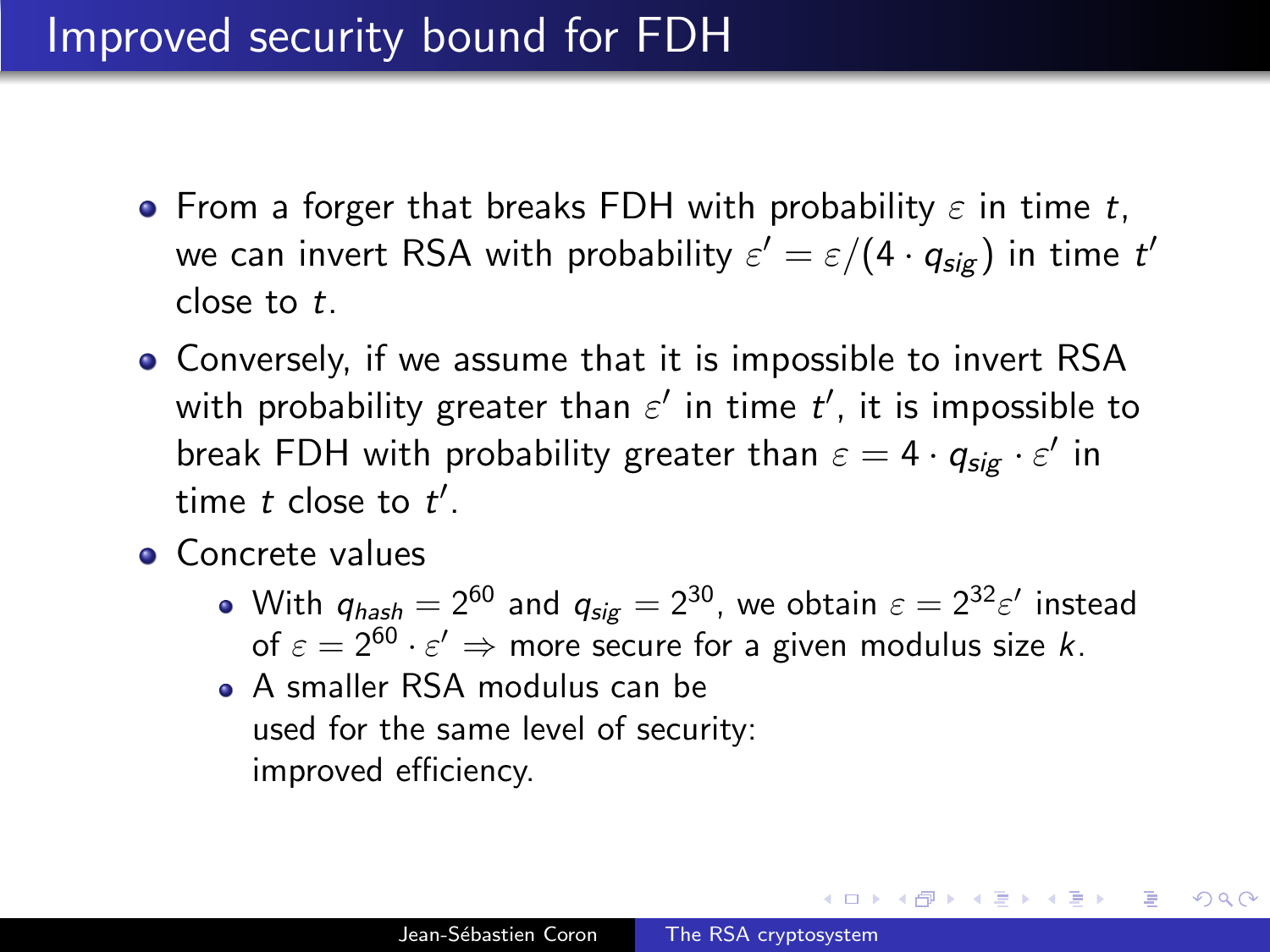# Improved security bound for FDH

- From a forger that breaks FDH with probability $\varepsilon$ in time $t$, we can invert RSA with probability $\varepsilon' = \varepsilon/(4 \cdot q_{sig})$ in time $t'$ close to $t$.
- Conversely, if we assume that it is impossible to invert RSA with probability greater than $\varepsilon'$ in time $t'$, it is impossible to break FDH with probability greater than $\varepsilon = 4 \cdot q_{sig} \cdot \varepsilon'$ in time $t$ close to $t'$.
- Concrete values
  - With $q_{hash} = 2^{60}$ and $q_{sig} = 2^{30}$, we obtain $\varepsilon = 2^{32}\varepsilon'$ instead of $\varepsilon = 2^{60} \cdot \varepsilon'$ $\Rightarrow$ more secure for a given modulus size $k$.
  - A smaller RSA modulus can be used for the same level of security: improved efficiency.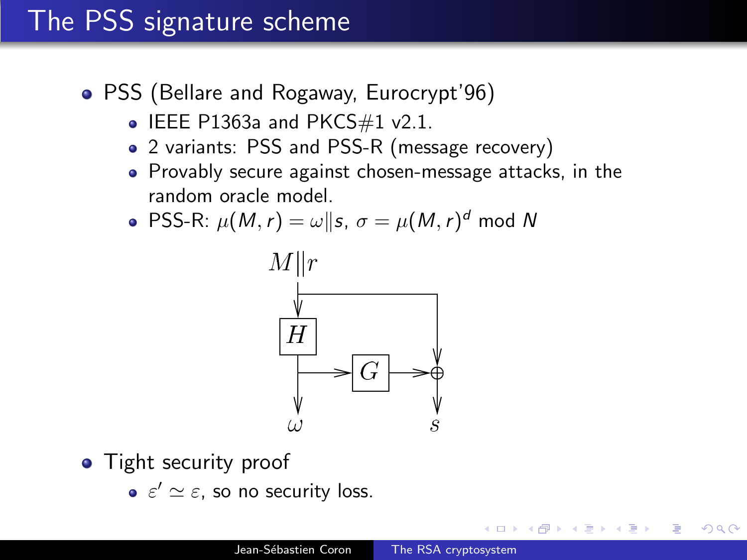# The PSS signature scheme

- PSS (Bellare and Rogaway, Eurocrypt'96)
  - IEEE P1363a and PKCS#1 v2.1.
  - 2 variants: PSS and PSS-R (message recovery)
  - Provably secure against chosen-message attacks, in the random oracle model.
  - PSS-R: $\mu(M, r) = \omega \| s$, $\sigma = \mu(M, r)^d \bmod N$

- Tight security proof
  - $\varepsilon' \simeq \varepsilon$, so no security loss.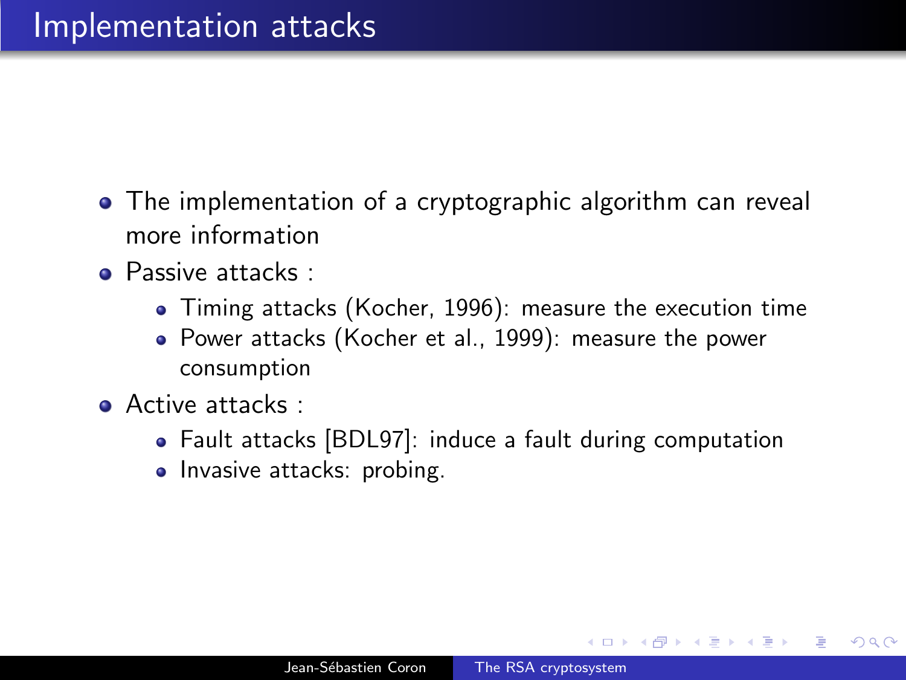# Implementation attacks

- The implementation of a cryptographic algorithm can reveal more information
- Passive attacks :
  - Timing attacks (Kocher, 1996): measure the execution time
  - Power attacks (Kocher et al., 1999): measure the power consumption
- Active attacks :
  - Fault attacks [BDL97]: induce a fault during computation
  - Invasive attacks: probing.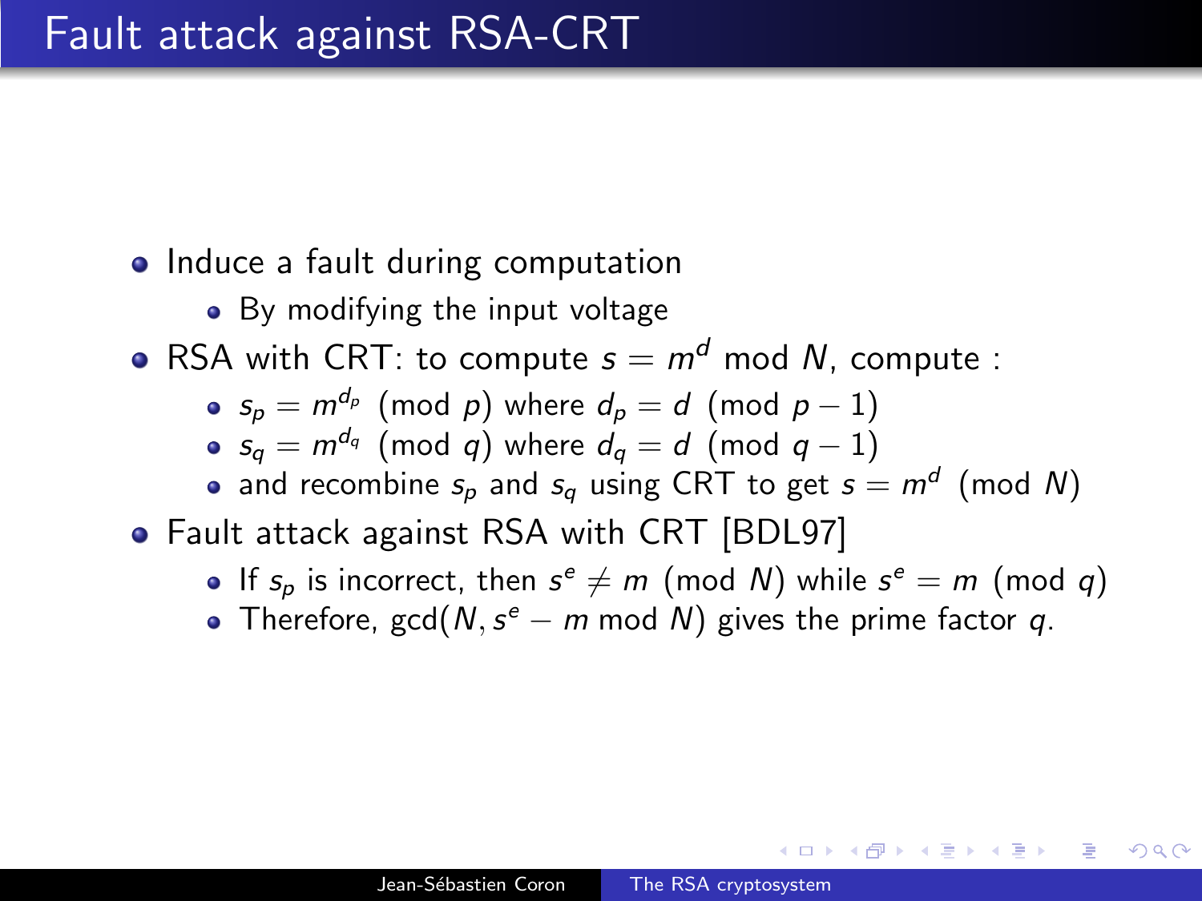# Fault attack against RSA-CRT

- Induce a fault during computation
  - By modifying the input voltage
- RSA with CRT: to compute $s = m^d \bmod N$, compute :
  - $s_p = m^{d_p} \pmod{p}$ where $d_p = d \pmod{p-1}$
  - $s_q = m^{d_q} \pmod{q}$ where $d_q = d \pmod{q-1}$
  - and recombine $s_p$ and $s_q$ using CRT to get $s = m^d \pmod{N}$
- Fault attack against RSA with CRT [BDL97]
  - If $s_p$ is incorrect, then $s^e \neq m \pmod{N}$ while $s^e = m \pmod{q}$
  - Therefore, $\gcd(N, s^e - m \bmod N)$ gives the prime factor $q$.